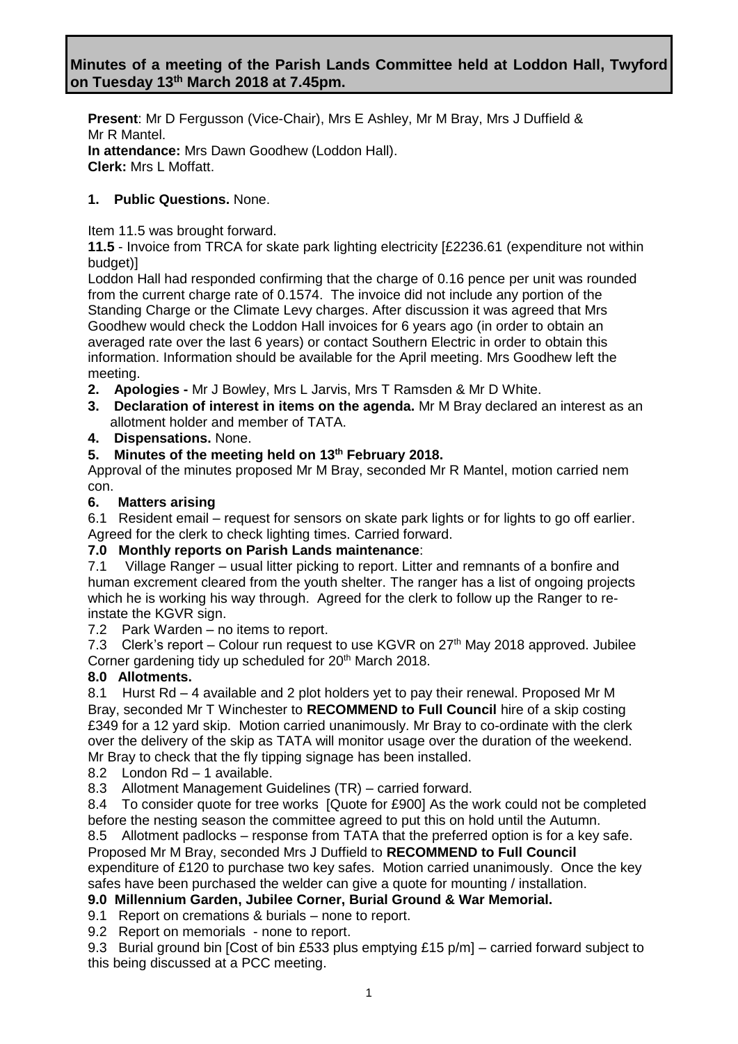# Minutes of a meeting of the Parish Lands Committee held at Loddon Hall, Twyford on Tuesday 13th March 2018 at 7.45pm.

**Present**: Mr D Fergusson (Vice-Chair), Mrs E Ashley, Mr M Bray, Mrs J Duffield & Mr R Mantel.
**In attendance:** Mrs Dawn Goodhew (Loddon Hall).
**Clerk:** Mrs L Moffatt.

**1. Public Questions.** None.

Item 11.5 was brought forward.

**11.5** - Invoice from TRCA for skate park lighting electricity [£2236.61 (expenditure not within budget)]

Loddon Hall had responded confirming that the charge of 0.16 pence per unit was rounded from the current charge rate of 0.1574. The invoice did not include any portion of the Standing Charge or the Climate Levy charges. After discussion it was agreed that Mrs Goodhew would check the Loddon Hall invoices for 6 years ago (in order to obtain an averaged rate over the last 6 years) or contact Southern Electric in order to obtain this information. Information should be available for the April meeting. Mrs Goodhew left the meeting.

**2. Apologies -** Mr J Bowley, Mrs L Jarvis, Mrs T Ramsden & Mr D White.

**3. Declaration of interest in items on the agenda.** Mr M Bray declared an interest as an allotment holder and member of TATA.

**4. Dispensations.** None.

**5. Minutes of the meeting held on 13th February 2018.**

Approval of the minutes proposed Mr M Bray, seconded Mr R Mantel, motion carried nem con.

**6. Matters arising**

6.1 Resident email – request for sensors on skate park lights or for lights to go off earlier. Agreed for the clerk to check lighting times. Carried forward.

**7.0 Monthly reports on Parish Lands maintenance**:

7.1 Village Ranger – usual litter picking to report. Litter and remnants of a bonfire and human excrement cleared from the youth shelter. The ranger has a list of ongoing projects which he is working his way through. Agreed for the clerk to follow up the Ranger to re-instate the KGVR sign.

7.2 Park Warden – no items to report.

7.3 Clerk's report – Colour run request to use KGVR on 27th May 2018 approved. Jubilee Corner gardening tidy up scheduled for 20th March 2018.

**8.0 Allotments.**

8.1 Hurst Rd – 4 available and 2 plot holders yet to pay their renewal. Proposed Mr M Bray, seconded Mr T Winchester to **RECOMMEND to Full Council** hire of a skip costing £349 for a 12 yard skip. Motion carried unanimously. Mr Bray to co-ordinate with the clerk over the delivery of the skip as TATA will monitor usage over the duration of the weekend. Mr Bray to check that the fly tipping signage has been installed.

8.2 London Rd – 1 available.

8.3 Allotment Management Guidelines (TR) – carried forward.

8.4 To consider quote for tree works [Quote for £900] As the work could not be completed before the nesting season the committee agreed to put this on hold until the Autumn.

8.5 Allotment padlocks – response from TATA that the preferred option is for a key safe. Proposed Mr M Bray, seconded Mrs J Duffield to **RECOMMEND to Full Council** expenditure of £120 to purchase two key safes. Motion carried unanimously. Once the key safes have been purchased the welder can give a quote for mounting / installation.

**9.0 Millennium Garden, Jubilee Corner, Burial Ground & War Memorial.**

9.1 Report on cremations & burials – none to report.

9.2 Report on memorials - none to report.

9.3 Burial ground bin [Cost of bin £533 plus emptying £15 p/m] – carried forward subject to this being discussed at a PCC meeting.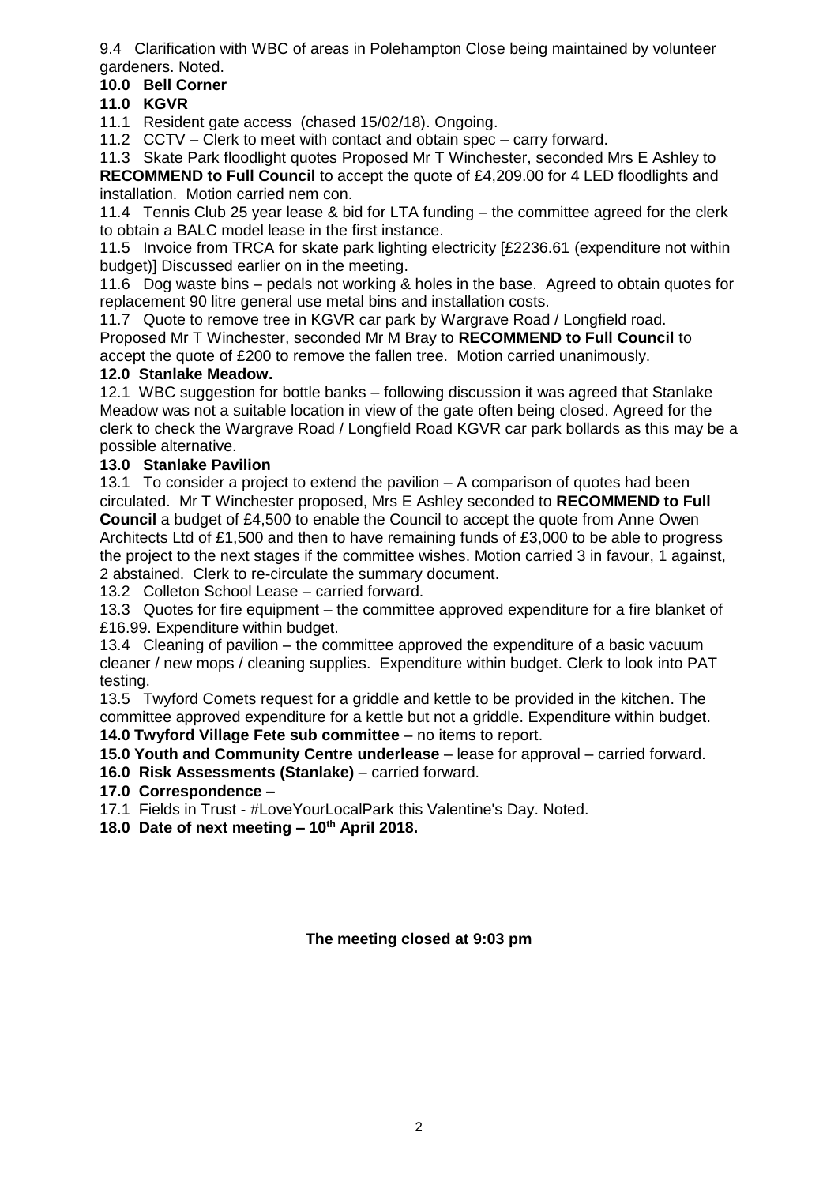9.4 Clarification with WBC of areas in Polehampton Close being maintained by volunteer gardeners. Noted.

**10.0 Bell Corner**

**11.0 KGVR**

11.1 Resident gate access (chased 15/02/18). Ongoing.

11.2 CCTV – Clerk to meet with contact and obtain spec – carry forward.

11.3 Skate Park floodlight quotes Proposed Mr T Winchester, seconded Mrs E Ashley to **RECOMMEND to Full Council** to accept the quote of £4,209.00 for 4 LED floodlights and installation. Motion carried nem con.

11.4 Tennis Club 25 year lease & bid for LTA funding – the committee agreed for the clerk to obtain a BALC model lease in the first instance.

11.5 Invoice from TRCA for skate park lighting electricity [£2236.61 (expenditure not within budget)] Discussed earlier on in the meeting.

11.6 Dog waste bins – pedals not working & holes in the base. Agreed to obtain quotes for replacement 90 litre general use metal bins and installation costs.

11.7 Quote to remove tree in KGVR car park by Wargrave Road / Longfield road. Proposed Mr T Winchester, seconded Mr M Bray to **RECOMMEND to Full Council** to accept the quote of £200 to remove the fallen tree. Motion carried unanimously.

**12.0 Stanlake Meadow.**

12.1 WBC suggestion for bottle banks – following discussion it was agreed that Stanlake Meadow was not a suitable location in view of the gate often being closed. Agreed for the clerk to check the Wargrave Road / Longfield Road KGVR car park bollards as this may be a possible alternative.

**13.0 Stanlake Pavilion**

13.1 To consider a project to extend the pavilion – A comparison of quotes had been circulated. Mr T Winchester proposed, Mrs E Ashley seconded to **RECOMMEND to Full Council** a budget of £4,500 to enable the Council to accept the quote from Anne Owen Architects Ltd of £1,500 and then to have remaining funds of £3,000 to be able to progress the project to the next stages if the committee wishes. Motion carried 3 in favour, 1 against, 2 abstained. Clerk to re-circulate the summary document.

13.2 Colleton School Lease – carried forward.

13.3 Quotes for fire equipment – the committee approved expenditure for a fire blanket of £16.99. Expenditure within budget.

13.4 Cleaning of pavilion – the committee approved the expenditure of a basic vacuum cleaner / new mops / cleaning supplies. Expenditure within budget. Clerk to look into PAT testing.

13.5 Twyford Comets request for a griddle and kettle to be provided in the kitchen. The committee approved expenditure for a kettle but not a griddle. Expenditure within budget.

**14.0 Twyford Village Fete sub committee** – no items to report.

**15.0 Youth and Community Centre underlease** – lease for approval – carried forward.

**16.0 Risk Assessments (Stanlake)** – carried forward.

**17.0 Correspondence –**

17.1 Fields in Trust - #LoveYourLocalPark this Valentine's Day. Noted.

**18.0 Date of next meeting – 10th April 2018.**

**The meeting closed at 9:03 pm**